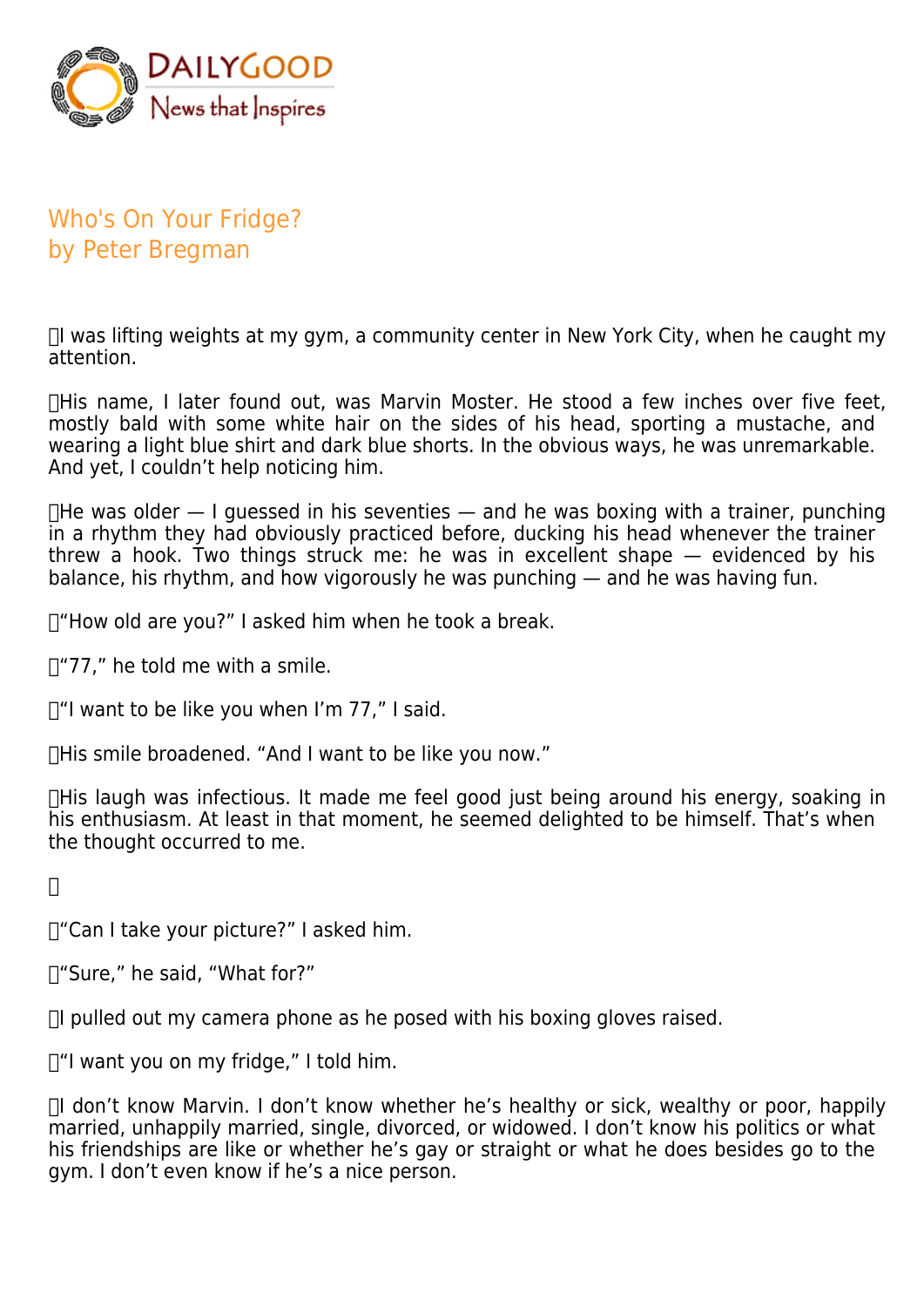DAILYGOOD

News that Inspires

# Who's On Your Fridge?

by Peter Bregman

I was lifting weights at my gym, a community center in New York City, when he caught my attention.

His name, I later found out, was Marvin Moster. He stood a few inches over five feet, mostly bald with some white hair on the sides of his head, sporting a mustache, and wearing a light blue shirt and dark blue shorts. In the obvious ways, he was unremarkable. And yet, I couldn't help noticing him.

He was older — I guessed in his seventies — and he was boxing with a trainer, punching in a rhythm they had obviously practiced before, ducking his head whenever the trainer threw a hook. Two things struck me: he was in excellent shape — evidenced by his balance, his rhythm, and how vigorously he was punching — and he was having fun.

"How old are you?" I asked him when he took a break.

"77," he told me with a smile.

"I want to be like you when I'm 77," I said.

His smile broadened. "And I want to be like you now."

His laugh was infectious. It made me feel good just being around his energy, soaking in his enthusiasm. At least in that moment, he seemed delighted to be himself. That's when the thought occurred to me.

"Can I take your picture?" I asked him.

"Sure," he said, "What for?"

I pulled out my camera phone as he posed with his boxing gloves raised.

"I want you on my fridge," I told him.

I don't know Marvin. I don't know whether he's healthy or sick, wealthy or poor, happily married, unhappily married, single, divorced, or widowed. I don't know his politics or what his friendships are like or whether he's gay or straight or what he does besides go to the gym. I don't even know if he's a nice person.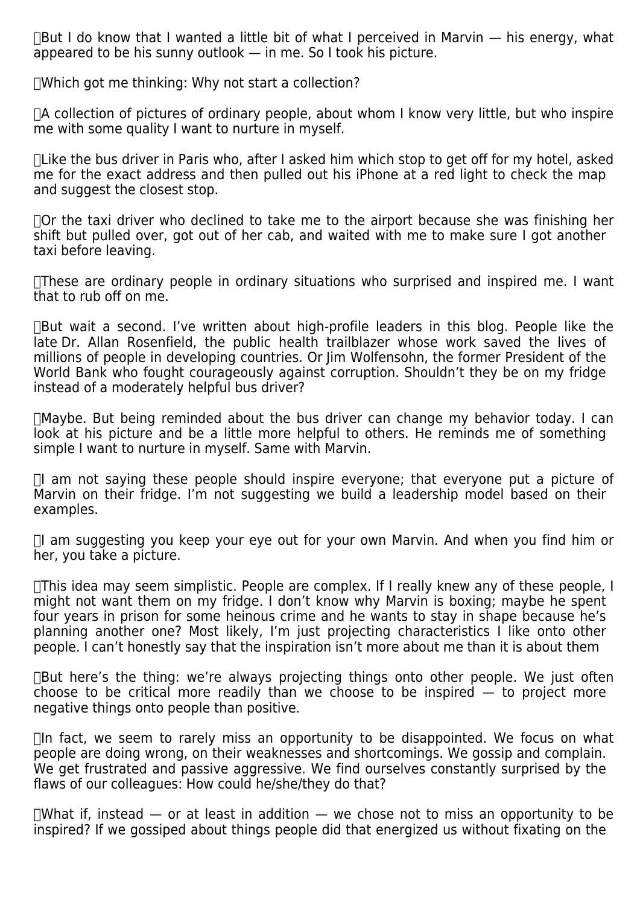But I do know that I wanted a little bit of what I perceived in Marvin — his energy, what appeared to be his sunny outlook — in me. So I took his picture.

Which got me thinking: Why not start a collection?

A collection of pictures of ordinary people, about whom I know very little, but who inspire me with some quality I want to nurture in myself.

Like the bus driver in Paris who, after I asked him which stop to get off for my hotel, asked me for the exact address and then pulled out his iPhone at a red light to check the map and suggest the closest stop.

Or the taxi driver who declined to take me to the airport because she was finishing her shift but pulled over, got out of her cab, and waited with me to make sure I got another taxi before leaving.

These are ordinary people in ordinary situations who surprised and inspired me. I want that to rub off on me.

But wait a second. I've written about high-profile leaders in this blog. People like the late Dr. Allan Rosenfield, the public health trailblazer whose work saved the lives of millions of people in developing countries. Or Jim Wolfensohn, the former President of the World Bank who fought courageously against corruption. Shouldn't they be on my fridge instead of a moderately helpful bus driver?

Maybe. But being reminded about the bus driver can change my behavior today. I can look at his picture and be a little more helpful to others. He reminds me of something simple I want to nurture in myself. Same with Marvin.

I am not saying these people should inspire everyone; that everyone put a picture of Marvin on their fridge. I'm not suggesting we build a leadership model based on their examples.

I am suggesting you keep your eye out for your own Marvin. And when you find him or her, you take a picture.

This idea may seem simplistic. People are complex. If I really knew any of these people, I might not want them on my fridge. I don't know why Marvin is boxing; maybe he spent four years in prison for some heinous crime and he wants to stay in shape because he's planning another one? Most likely, I'm just projecting characteristics I like onto other people. I can't honestly say that the inspiration isn't more about me than it is about them

But here's the thing: we're always projecting things onto other people. We just often choose to be critical more readily than we choose to be inspired — to project more negative things onto people than positive.

In fact, we seem to rarely miss an opportunity to be disappointed. We focus on what people are doing wrong, on their weaknesses and shortcomings. We gossip and complain. We get frustrated and passive aggressive. We find ourselves constantly surprised by the flaws of our colleagues: How could he/she/they do that?

What if, instead — or at least in addition — we chose not to miss an opportunity to be inspired? If we gossiped about things people did that energized us without fixating on the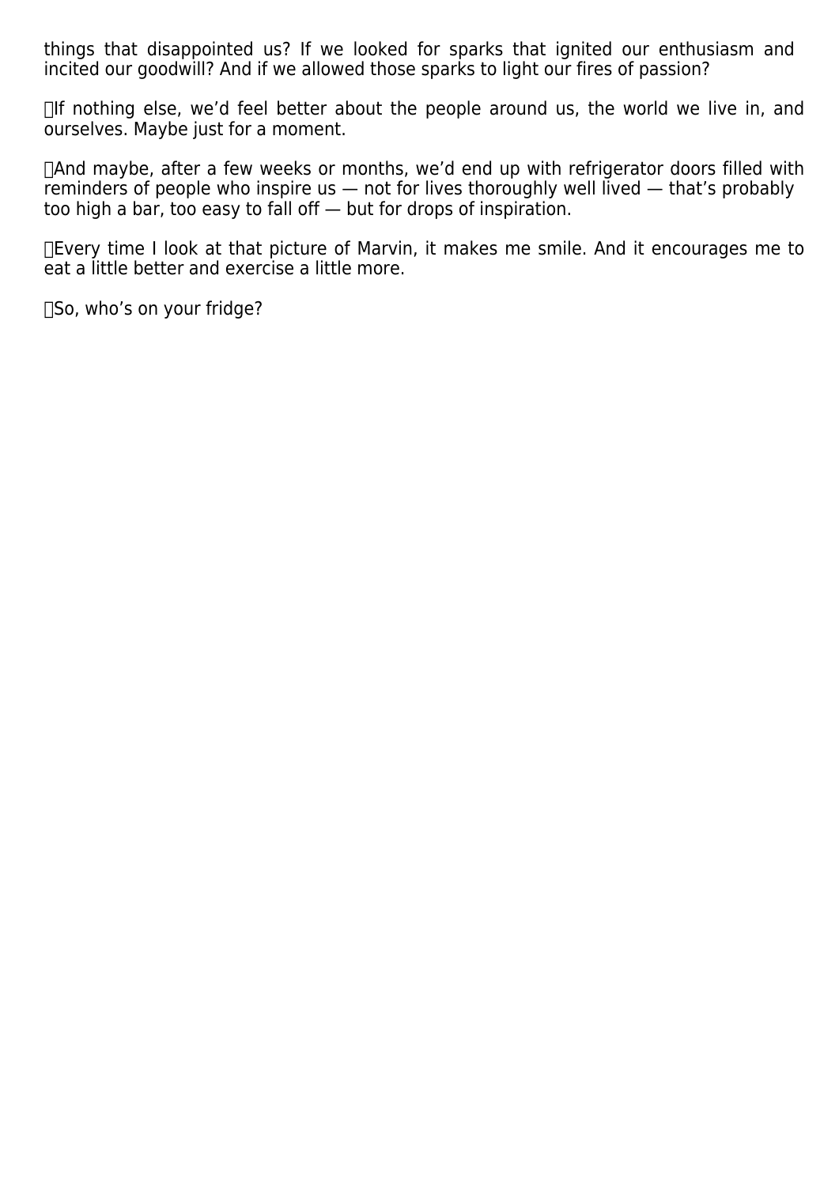things that disappointed us? If we looked for sparks that ignited our enthusiasm and incited our goodwill? And if we allowed those sparks to light our fires of passion?

If nothing else, we'd feel better about the people around us, the world we live in, and ourselves. Maybe just for a moment.

And maybe, after a few weeks or months, we'd end up with refrigerator doors filled with reminders of people who inspire us — not for lives thoroughly well lived — that's probably too high a bar, too easy to fall off — but for drops of inspiration.

Every time I look at that picture of Marvin, it makes me smile. And it encourages me to eat a little better and exercise a little more.

So, who's on your fridge?